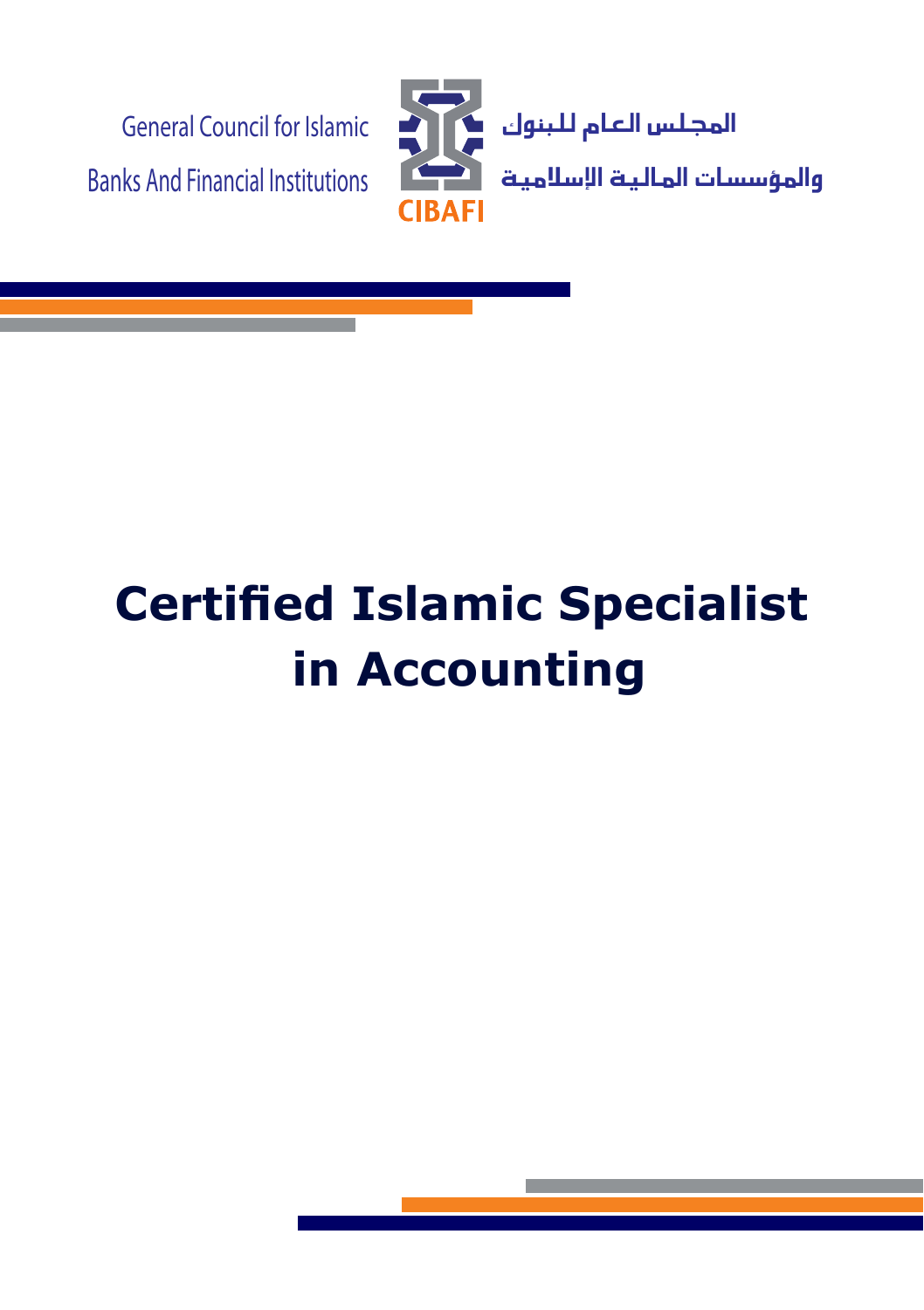General Council for Islamic Banks And Financial Institutions

CIBAFI

المجلس العام للبنوك والمؤسسات المالية الإسلامية

# Certified Islamic Specialist in Accounting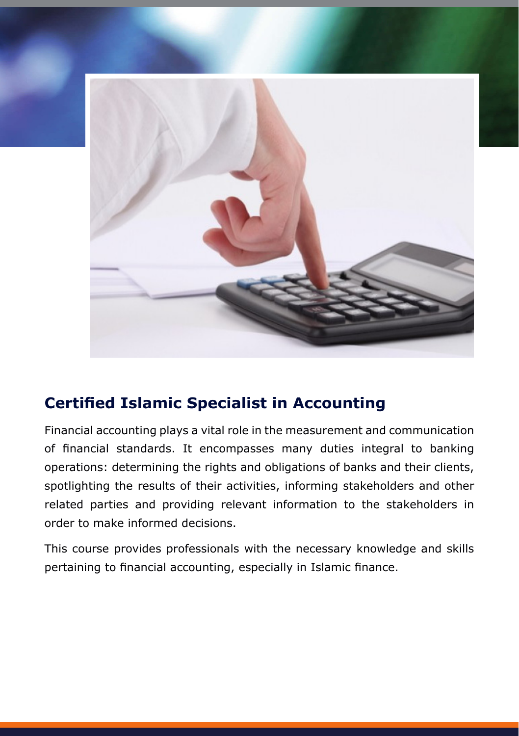## Certified Islamic Specialist in Accounting

Financial accounting plays a vital role in the measurement and communication of financial standards. It encompasses many duties integral to banking operations: determining the rights and obligations of banks and their clients, spotlighting the results of their activities, informing stakeholders and other related parties and providing relevant information to the stakeholders in order to make informed decisions.

This course provides professionals with the necessary knowledge and skills pertaining to financial accounting, especially in Islamic finance.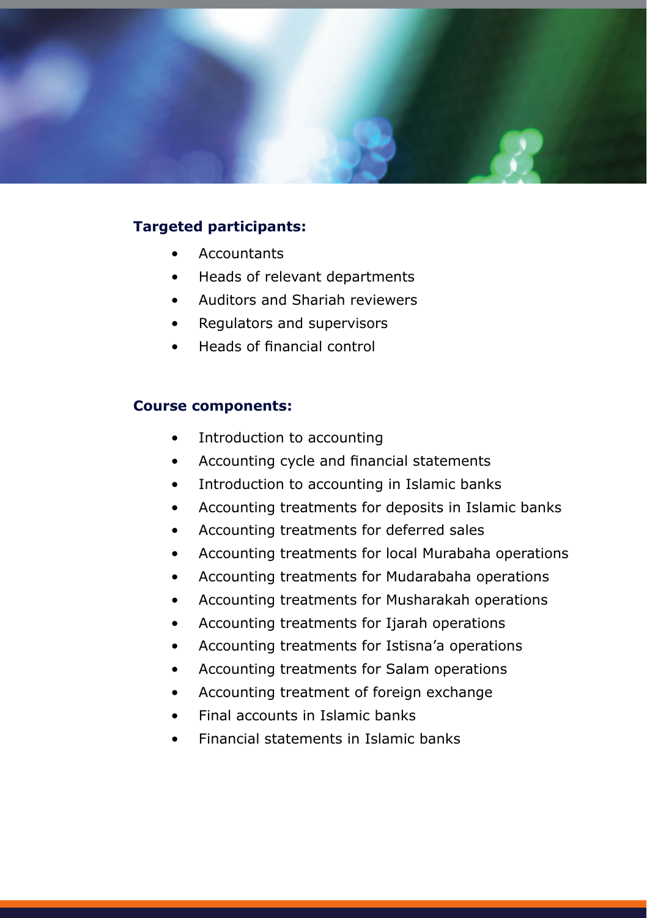**Targeted participants:**

- Accountants
- Heads of relevant departments
- Auditors and Shariah reviewers
- Regulators and supervisors
- Heads of financial control

**Course components:**

- Introduction to accounting
- Accounting cycle and financial statements
- Introduction to accounting in Islamic banks
- Accounting treatments for deposits in Islamic banks
- Accounting treatments for deferred sales
- Accounting treatments for local Murabaha operations
- Accounting treatments for Mudarabaha operations
- Accounting treatments for Musharakah operations
- Accounting treatments for Ijarah operations
- Accounting treatments for Istisna'a operations
- Accounting treatments for Salam operations
- Accounting treatment of foreign exchange
- Final accounts in Islamic banks
- Financial statements in Islamic banks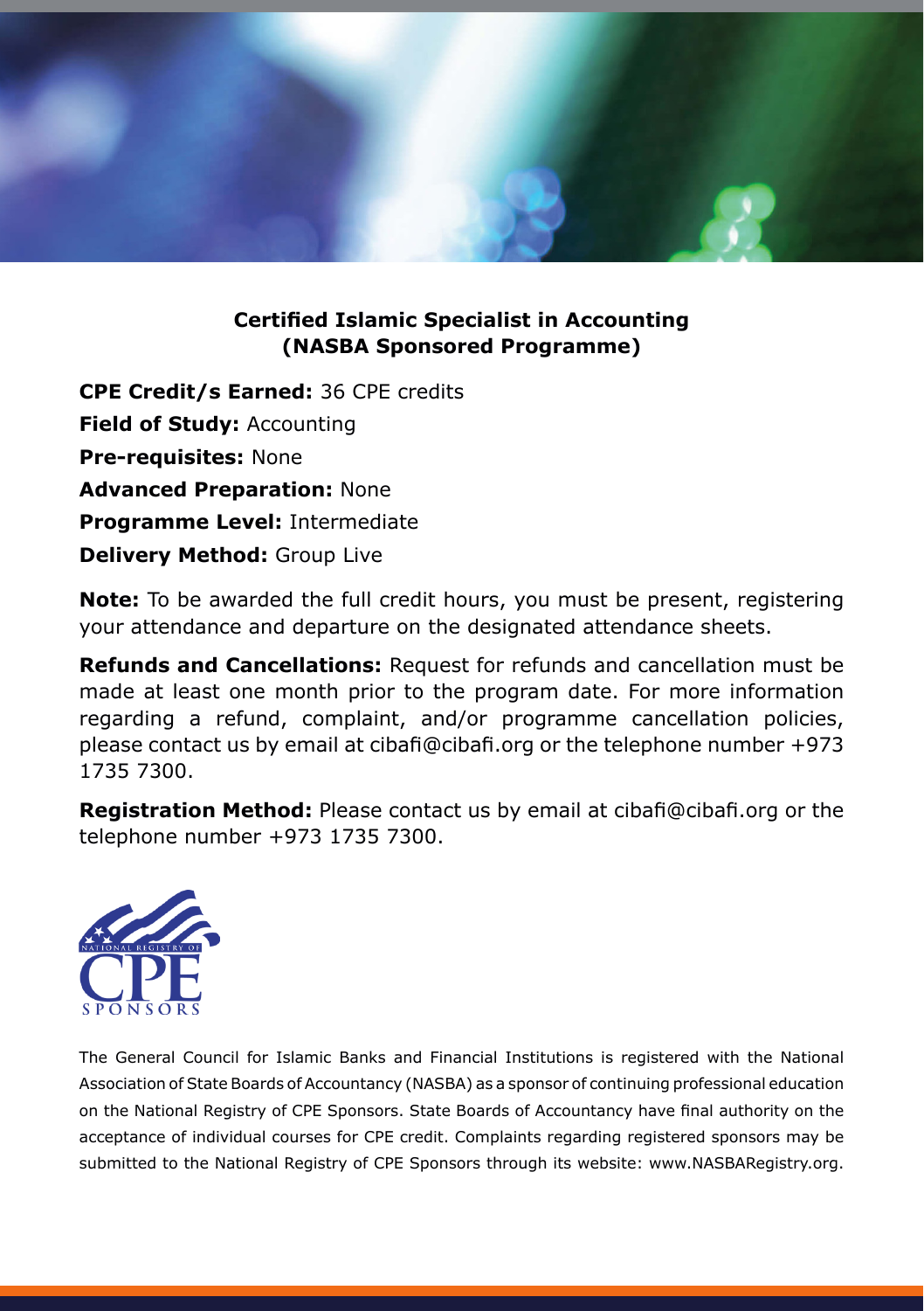**Certified Islamic Specialist in Accounting (NASBA Sponsored Programme)**

**CPE Credit/s Earned:** 36 CPE credits

**Field of Study:** Accounting

**Pre-requisites:** None

**Advanced Preparation:** None

**Programme Level:** Intermediate

**Delivery Method:** Group Live

**Note:** To be awarded the full credit hours, you must be present, registering your attendance and departure on the designated attendance sheets.

**Refunds and Cancellations:** Request for refunds and cancellation must be made at least one month prior to the program date. For more information regarding a refund, complaint, and/or programme cancellation policies, please contact us by email at cibafi@cibafi.org or the telephone number +973 1735 7300.

**Registration Method:** Please contact us by email at cibafi@cibafi.org or the telephone number +973 1735 7300.

NATIONAL REGISTRY OF CPE SPONSORS

The General Council for Islamic Banks and Financial Institutions is registered with the National Association of State Boards of Accountancy (NASBA) as a sponsor of continuing professional education on the National Registry of CPE Sponsors. State Boards of Accountancy have final authority on the acceptance of individual courses for CPE credit. Complaints regarding registered sponsors may be submitted to the National Registry of CPE Sponsors through its website: www.NASBARegistry.org.